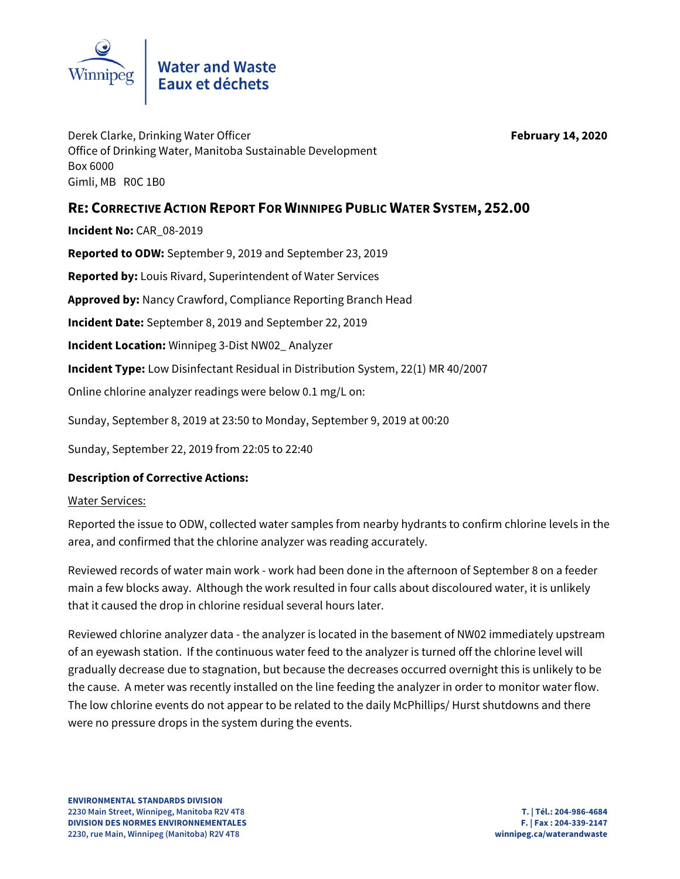Water and Waste
Eaux et déchets

Derek Clarke, Drinking Water Officer
Office of Drinking Water, Manitoba Sustainable Development
Box 6000
Gimli, MB R0C 1B0

**February 14, 2020**

## RE: Corrective Action Report For Winnipeg Public Water System, 252.00

**Incident No:** CAR_08-2019

**Reported to ODW:** September 9, 2019 and September 23, 2019

**Reported by:** Louis Rivard, Superintendent of Water Services

**Approved by:** Nancy Crawford, Compliance Reporting Branch Head

**Incident Date:** September 8, 2019 and September 22, 2019

**Incident Location:** Winnipeg 3-Dist NW02_ Analyzer

**Incident Type:** Low Disinfectant Residual in Distribution System, 22(1) MR 40/2007

Online chlorine analyzer readings were below 0.1 mg/L on:

Sunday, September 8, 2019 at 23:50 to Monday, September 9, 2019 at 00:20

Sunday, September 22, 2019 from 22:05 to 22:40

### Description of Corrective Actions:

Water Services:

Reported the issue to ODW, collected water samples from nearby hydrants to confirm chlorine levels in the area, and confirmed that the chlorine analyzer was reading accurately.

Reviewed records of water main work - work had been done in the afternoon of September 8 on a feeder main a few blocks away. Although the work resulted in four calls about discoloured water, it is unlikely that it caused the drop in chlorine residual several hours later.

Reviewed chlorine analyzer data - the analyzer is located in the basement of NW02 immediately upstream of an eyewash station. If the continuous water feed to the analyzer is turned off the chlorine level will gradually decrease due to stagnation, but because the decreases occurred overnight this is unlikely to be the cause. A meter was recently installed on the line feeding the analyzer in order to monitor water flow. The low chlorine events do not appear to be related to the daily McPhillips/ Hurst shutdowns and there were no pressure drops in the system during the events.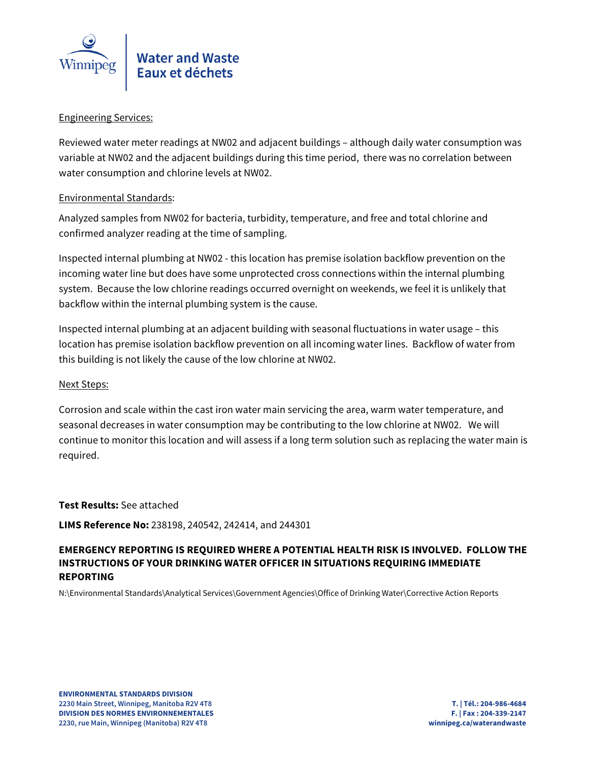Engineering Services:

Reviewed water meter readings at NW02 and adjacent buildings – although daily water consumption was variable at NW02 and the adjacent buildings during this time period, there was no correlation between water consumption and chlorine levels at NW02.

Environmental Standards:

Analyzed samples from NW02 for bacteria, turbidity, temperature, and free and total chlorine and confirmed analyzer reading at the time of sampling.

Inspected internal plumbing at NW02 - this location has premise isolation backflow prevention on the incoming water line but does have some unprotected cross connections within the internal plumbing system. Because the low chlorine readings occurred overnight on weekends, we feel it is unlikely that backflow within the internal plumbing system is the cause.

Inspected internal plumbing at an adjacent building with seasonal fluctuations in water usage – this location has premise isolation backflow prevention on all incoming water lines. Backflow of water from this building is not likely the cause of the low chlorine at NW02.

Next Steps:

Corrosion and scale within the cast iron water main servicing the area, warm water temperature, and seasonal decreases in water consumption may be contributing to the low chlorine at NW02. We will continue to monitor this location and will assess if a long term solution such as replacing the water main is required.

**Test Results:** See attached

**LIMS Reference No:** 238198, 240542, 242414, and 244301

**EMERGENCY REPORTING IS REQUIRED WHERE A POTENTIAL HEALTH RISK IS INVOLVED. FOLLOW THE INSTRUCTIONS OF YOUR DRINKING WATER OFFICER IN SITUATIONS REQUIRING IMMEDIATE REPORTING**

N:\Environmental Standards\Analytical Services\Government Agencies\Office of Drinking Water\Corrective Action Reports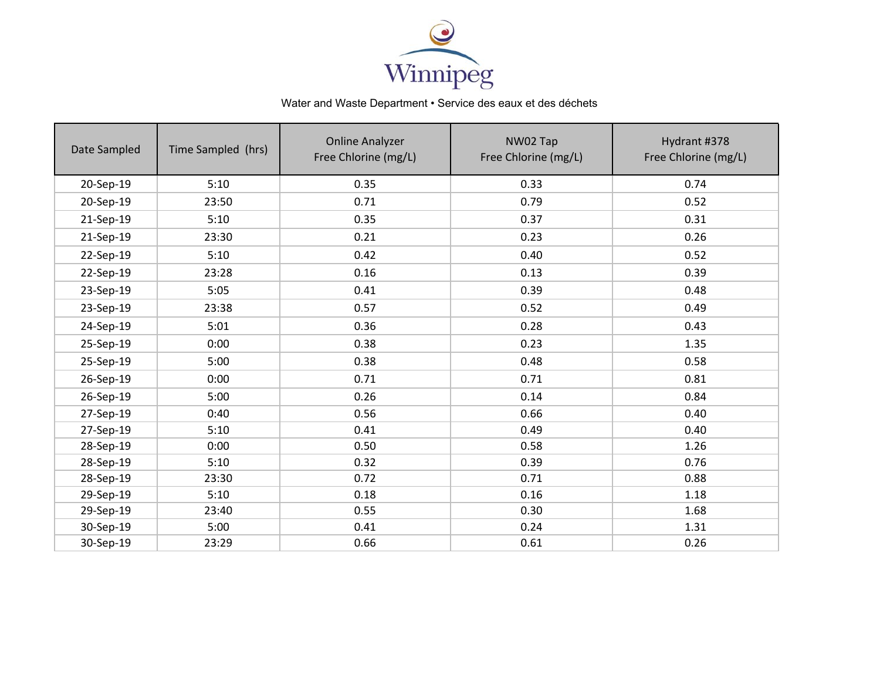Winnipeg

Water and Waste Department • Service des eaux et des déchets

| Date Sampled | Time Sampled (hrs) | Online Analyzer Free Chlorine (mg/L) | NW02 Tap Free Chlorine (mg/L) | Hydrant #378 Free Chlorine (mg/L) |
|---|---|---|---|---|
| 20-Sep-19 | 5:10 | 0.35 | 0.33 | 0.74 |
| 20-Sep-19 | 23:50 | 0.71 | 0.79 | 0.52 |
| 21-Sep-19 | 5:10 | 0.35 | 0.37 | 0.31 |
| 21-Sep-19 | 23:30 | 0.21 | 0.23 | 0.26 |
| 22-Sep-19 | 5:10 | 0.42 | 0.40 | 0.52 |
| 22-Sep-19 | 23:28 | 0.16 | 0.13 | 0.39 |
| 23-Sep-19 | 5:05 | 0.41 | 0.39 | 0.48 |
| 23-Sep-19 | 23:38 | 0.57 | 0.52 | 0.49 |
| 24-Sep-19 | 5:01 | 0.36 | 0.28 | 0.43 |
| 25-Sep-19 | 0:00 | 0.38 | 0.23 | 1.35 |
| 25-Sep-19 | 5:00 | 0.38 | 0.48 | 0.58 |
| 26-Sep-19 | 0:00 | 0.71 | 0.71 | 0.81 |
| 26-Sep-19 | 5:00 | 0.26 | 0.14 | 0.84 |
| 27-Sep-19 | 0:40 | 0.56 | 0.66 | 0.40 |
| 27-Sep-19 | 5:10 | 0.41 | 0.49 | 0.40 |
| 28-Sep-19 | 0:00 | 0.50 | 0.58 | 1.26 |
| 28-Sep-19 | 5:10 | 0.32 | 0.39 | 0.76 |
| 28-Sep-19 | 23:30 | 0.72 | 0.71 | 0.88 |
| 29-Sep-19 | 5:10 | 0.18 | 0.16 | 1.18 |
| 29-Sep-19 | 23:40 | 0.55 | 0.30 | 1.68 |
| 30-Sep-19 | 5:00 | 0.41 | 0.24 | 1.31 |
| 30-Sep-19 | 23:29 | 0.66 | 0.61 | 0.26 |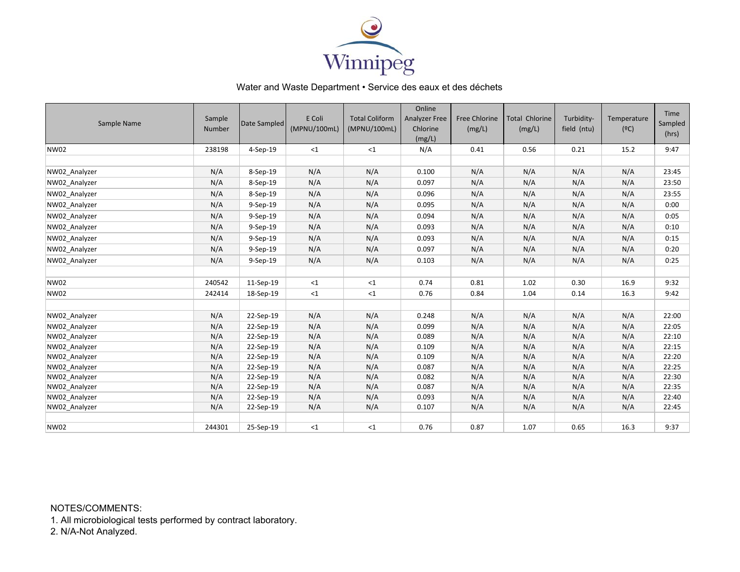Winnipeg

Water and Waste Department • Service des eaux et des déchets

| Sample Name | Sample Number | Date Sampled | E Coli (MPNU/100mL) | Total Coliform (MPNU/100mL) | Online Analyzer Free Chlorine (mg/L) | Free Chlorine (mg/L) | Total Chlorine (mg/L) | Turbidity-field (ntu) | Temperature (ºC) | Time Sampled (hrs) |
|---|---|---|---|---|---|---|---|---|---|---|
| NW02 | 238198 | 4-Sep-19 | <1 | <1 | N/A | 0.41 | 0.56 | 0.21 | 15.2 | 9:47 |
| | | | | | | | | | | |
| NW02_Analyzer | N/A | 8-Sep-19 | N/A | N/A | 0.100 | N/A | N/A | N/A | N/A | 23:45 |
| NW02_Analyzer | N/A | 8-Sep-19 | N/A | N/A | 0.097 | N/A | N/A | N/A | N/A | 23:50 |
| NW02_Analyzer | N/A | 8-Sep-19 | N/A | N/A | 0.096 | N/A | N/A | N/A | N/A | 23:55 |
| NW02_Analyzer | N/A | 9-Sep-19 | N/A | N/A | 0.095 | N/A | N/A | N/A | N/A | 0:00 |
| NW02_Analyzer | N/A | 9-Sep-19 | N/A | N/A | 0.094 | N/A | N/A | N/A | N/A | 0:05 |
| NW02_Analyzer | N/A | 9-Sep-19 | N/A | N/A | 0.093 | N/A | N/A | N/A | N/A | 0:10 |
| NW02_Analyzer | N/A | 9-Sep-19 | N/A | N/A | 0.093 | N/A | N/A | N/A | N/A | 0:15 |
| NW02_Analyzer | N/A | 9-Sep-19 | N/A | N/A | 0.097 | N/A | N/A | N/A | N/A | 0:20 |
| NW02_Analyzer | N/A | 9-Sep-19 | N/A | N/A | 0.103 | N/A | N/A | N/A | N/A | 0:25 |
| | | | | | | | | | | |
| NW02 | 240542 | 11-Sep-19 | <1 | <1 | 0.74 | 0.81 | 1.02 | 0.30 | 16.9 | 9:32 |
| NW02 | 242414 | 18-Sep-19 | <1 | <1 | 0.76 | 0.84 | 1.04 | 0.14 | 16.3 | 9:42 |
| | | | | | | | | | | |
| NW02_Analyzer | N/A | 22-Sep-19 | N/A | N/A | 0.248 | N/A | N/A | N/A | N/A | 22:00 |
| NW02_Analyzer | N/A | 22-Sep-19 | N/A | N/A | 0.099 | N/A | N/A | N/A | N/A | 22:05 |
| NW02_Analyzer | N/A | 22-Sep-19 | N/A | N/A | 0.089 | N/A | N/A | N/A | N/A | 22:10 |
| NW02_Analyzer | N/A | 22-Sep-19 | N/A | N/A | 0.109 | N/A | N/A | N/A | N/A | 22:15 |
| NW02_Analyzer | N/A | 22-Sep-19 | N/A | N/A | 0.109 | N/A | N/A | N/A | N/A | 22:20 |
| NW02_Analyzer | N/A | 22-Sep-19 | N/A | N/A | 0.087 | N/A | N/A | N/A | N/A | 22:25 |
| NW02_Analyzer | N/A | 22-Sep-19 | N/A | N/A | 0.082 | N/A | N/A | N/A | N/A | 22:30 |
| NW02_Analyzer | N/A | 22-Sep-19 | N/A | N/A | 0.087 | N/A | N/A | N/A | N/A | 22:35 |
| NW02_Analyzer | N/A | 22-Sep-19 | N/A | N/A | 0.093 | N/A | N/A | N/A | N/A | 22:40 |
| NW02_Analyzer | N/A | 22-Sep-19 | N/A | N/A | 0.107 | N/A | N/A | N/A | N/A | 22:45 |
| | | | | | | | | | | |
| NW02 | 244301 | 25-Sep-19 | <1 | <1 | 0.76 | 0.87 | 1.07 | 0.65 | 16.3 | 9:37 |

NOTES/COMMENTS:

1. All microbiological tests performed by contract laboratory.
2. N/A-Not Analyzed.